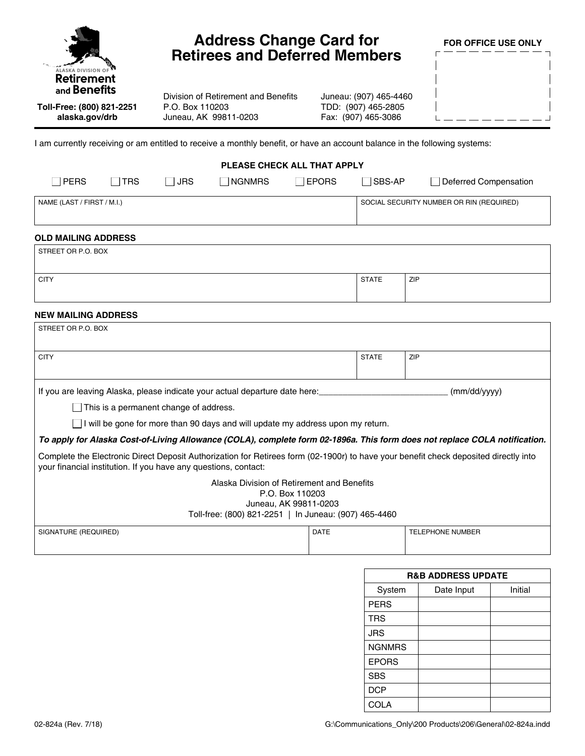Alaska Division of **Retirement and Benefits**

**Toll-Free: (800) 821-2251**
**alaska.gov/drb**

# Address Change Card for Retirees and Deferred Members

Division of Retirement and Benefits
P.O. Box 110203
Juneau, AK 99811-0203

Juneau: (907) 465-4460
TDD: (907) 465-2805
Fax: (907) 465-3086

**FOR OFFICE USE ONLY**

I am currently receiving or am entitled to receive a monthly benefit, or have an account balance in the following systems:

**PLEASE CHECK ALL THAT APPLY**

☐ PERS ☐ TRS ☐ JRS ☐ NGNMRS ☐ EPORS ☐ SBS-AP ☐ Deferred Compensation

| NAME (LAST / FIRST / M.I.) | SOCIAL SECURITY NUMBER OR RIN (REQUIRED) |
|---|---|
| | |

**OLD MAILING ADDRESS**

| STREET OR P.O. BOX | | |
|---|---|---|
| CITY | STATE | ZIP |

**NEW MAILING ADDRESS**

| STREET OR P.O. BOX | | |
|---|---|---|
| CITY | STATE | ZIP |

If you are leaving Alaska, please indicate your actual departure date here:__________________________ (mm/dd/yyyy)

☐ This is a permanent change of address.

☐ I will be gone for more than 90 days and will update my address upon my return.

***To apply for Alaska Cost-of-Living Allowance (COLA), complete form 02-1896a. This form does not replace COLA notification.***

Complete the Electronic Direct Deposit Authorization for Retirees form (02-1900r) to have your benefit check deposited directly into your financial institution. If you have any questions, contact:

Alaska Division of Retirement and Benefits
P.O. Box 110203
Juneau, AK 99811-0203
Toll-free: (800) 821-2251 | In Juneau: (907) 465-4460

| SIGNATURE (REQUIRED) | DATE | TELEPHONE NUMBER |
|---|---|---|
| | | |

| R&B ADDRESS UPDATE | | |
|---|---|---|
| System | Date Input | Initial |
| PERS | | |
| TRS | | |
| JRS | | |
| NGNMRS | | |
| EPORS | | |
| SBS | | |
| DCP | | |
| COLA | | |

02-824a (Rev. 7/18)

G:\Communications_Only\200 Products\206\General\02-824a.indd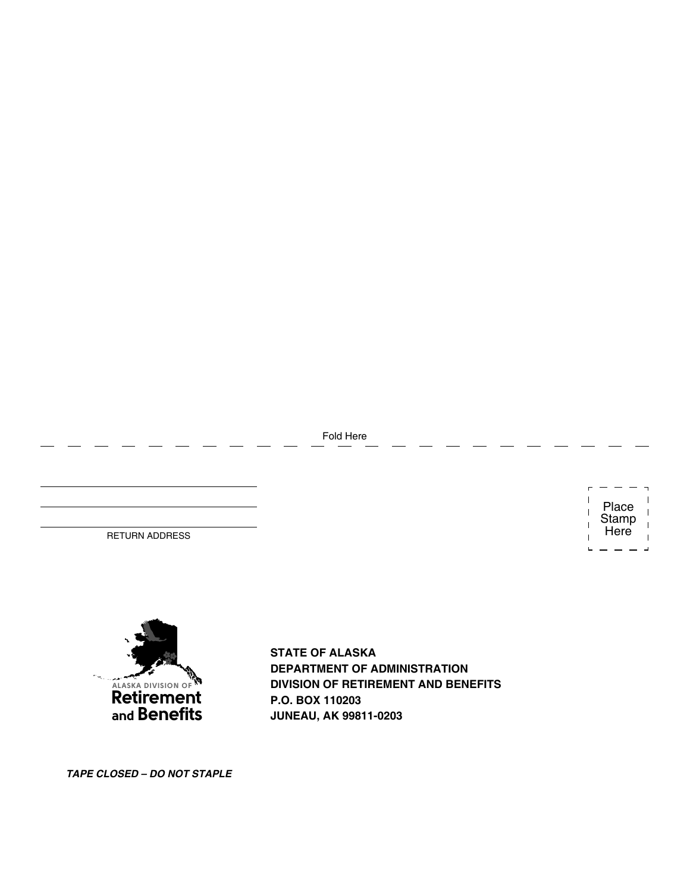Fold Here

RETURN ADDRESS

Place Stamp Here

ALASKA DIVISION OF Retirement and Benefits

**STATE OF ALASKA**
**DEPARTMENT OF ADMINISTRATION**
**DIVISION OF RETIREMENT AND BENEFITS**
**P.O. BOX 110203**
**JUNEAU, AK 99811-0203**

***TAPE CLOSED – DO NOT STAPLE***